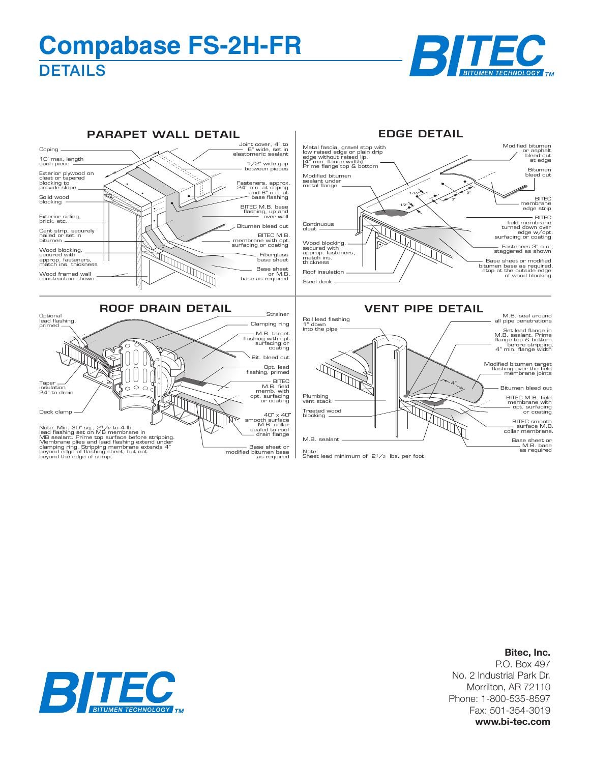# Compabase FS-2H-FR

## DETAILS

### PARAPET WALL DETAIL

- Coping
- 10' max. length each piece
- Exterior plywood on cleat or tapered blocking to provide slope
- Solid wood blocking
- Exterior siding, brick, etc.
- Cant strip, securely nailed or set in bitumen
- Wood blocking, secured with approp. fasteners, match ins. thickness
- Wood framed wall construction shown
- Joint cover, 4" to 6" wide, set in elastomeric sealant
- 1/2" wide gap between pieces
- Fasteners, approx. 24" o.c. at coping and 8" o.c. at base flashing
- BITEC M.B. base flashing, up and over wall
- Bitumen bleed out
- BITEC M.B. membrane with opt. surfacing or coating
- Fiberglass base sheet
- Base sheet or M.B. base as required

### EDGE DETAIL

- Metal fascia, gravel stop with low raised edge or plain drip edge without raised lip. (4" min. flange width) Prime flange top & bottom
- Modified bitumen sealant under metal flange
- Continuous cleat
- Wood blocking, secured with approp. fasteners, match ins. thickness
- Roof insulation
- Steel deck
- Modified bitumen or asphalt bleed out at edge
- Bitumen bleed out
- BITEC membrane edge strip
- BITEC field membrane turned down over edge w/opt. surfacing or coating
- Fasteners 3" o.c., staggered as shown
- Base sheet or modified bitumen base as required, stop at the outside edge of wood blocking
- 1-1/2"
- 1/2"
- 3"
- 3"

### ROOF DRAIN DETAIL

- Optional lead flashing, primed
- Taper insulation 24" to drain
- Deck clamp
- Strainer
- Clamping ring
- M.B. target flashing with opt. surfacing or coating
- Bit. bleed out
- Opt. lead flashing, primed
- BITEC M.B. field memb. with opt. surfacing or coating
- 40" x 40" smooth surface M.B. collar sealed to roof drain flange
- Base sheet or modified bitumen base as required

Note: Min. 30" sq., 2 1/2 to 4 lb. lead flashing set on MB membrane in MB sealant. Prime top surface before stripping. Membrane plies and lead flashing extend under clamping ring. Stripping membrane extends 4" beyond edge of flashing sheet, but not beyond the edge of sump.

### VENT PIPE DETAIL

- Roll lead flashing 1" down into the pipe
- Plumbing vent stack
- Treated wood blocking
- M.B. sealant
- M.B. seal around all pipe penetrations
- Set lead flange in M.B. sealant. Prime flange top & bottom before stripping. 4" min. flange width
- Modified bitumen target flashing over the field membrane joints
- 4"
- Bitumen bleed out
- BITEC M.B. field membrane with opt. surfacing or coating
- BITEC smooth surface M.B. collar membrane.
- Base sheet or M.B. base as required

Note: Sheet lead minimum of 2 1/2 lbs. per foot.

**Bitec, Inc.**
P.O. Box 497
No. 2 Industrial Park Dr.
Morrilton, AR 72110
Phone: 1-800-535-8597
Fax: 501-354-3019
**www.bi-tec.com**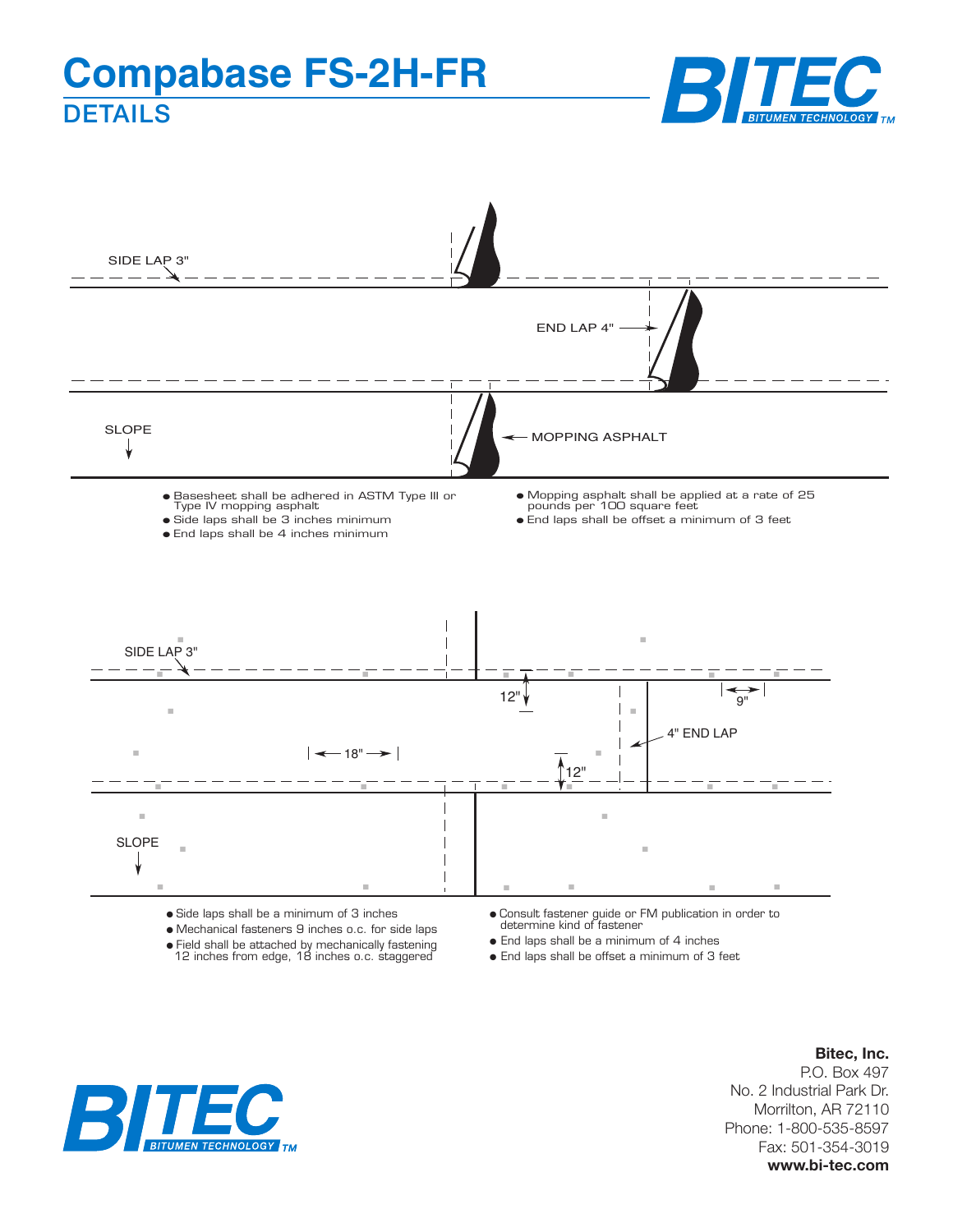# Compabase FS-2H-FR

## DETAILS

SIDE LAP 3"

END LAP 4"

SLOPE

MOPPING ASPHALT

- Basesheet shall be adhered in ASTM Type III or Type IV mopping asphalt
- Side laps shall be 3 inches minimum
- End laps shall be 4 inches minimum
- Mopping asphalt shall be applied at a rate of 25 pounds per 100 square feet
- End laps shall be offset a minimum of 3 feet

SIDE LAP 3"

12"

9"

4" END LAP

18"

12"

SLOPE

- Side laps shall be a minimum of 3 inches
- Mechanical fasteners 9 inches o.c. for side laps
- Field shall be attached by mechanically fastening 12 inches from edge, 18 inches o.c. staggered
- Consult fastener guide or FM publication in order to determine kind of fastener
- End laps shall be a minimum of 4 inches
- End laps shall be offset a minimum of 3 feet

**Bitec, Inc.**
P.O. Box 497
No. 2 Industrial Park Dr.
Morrilton, AR 72110
Phone: 1-800-535-8597
Fax: 501-354-3019
**www.bi-tec.com**